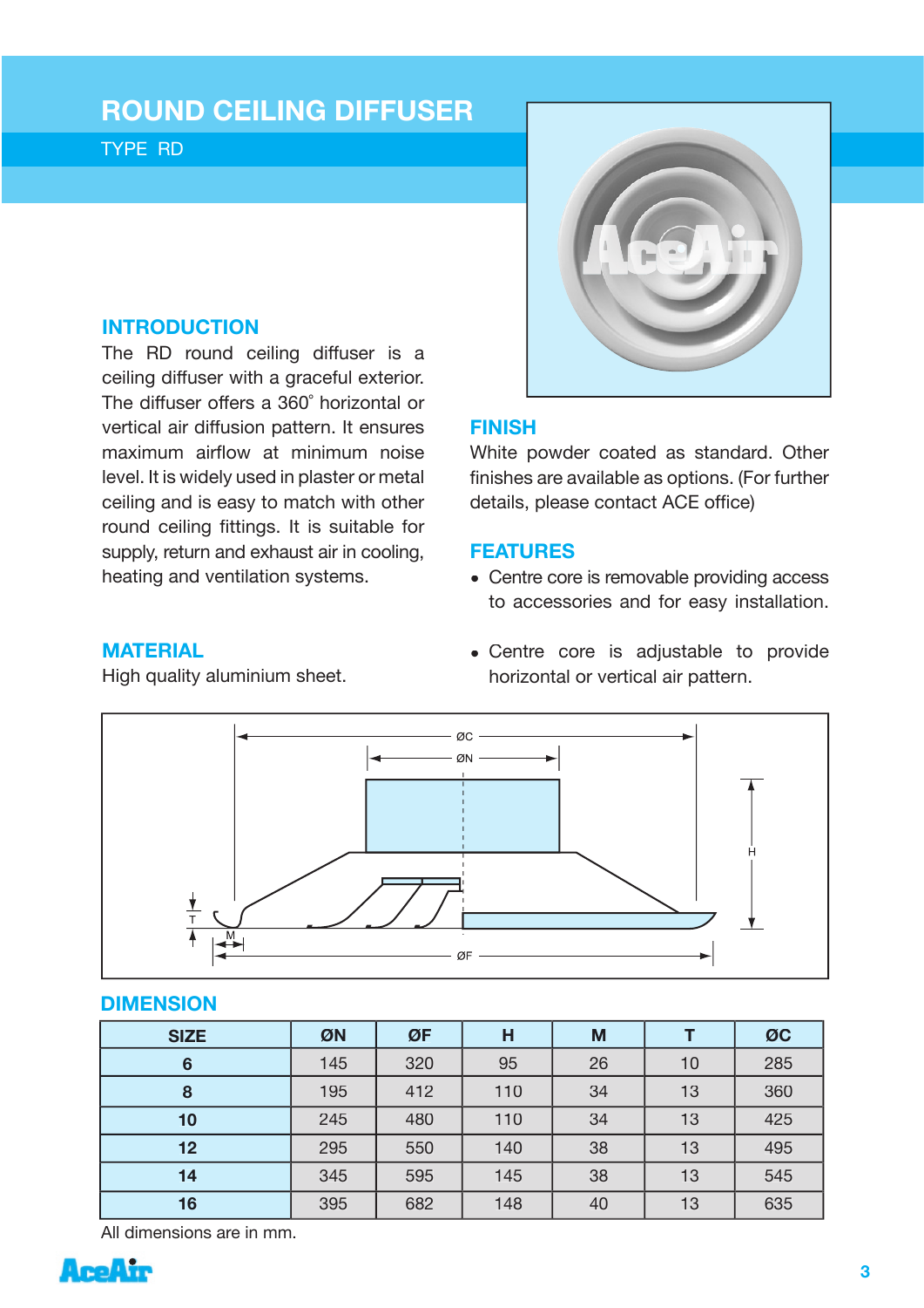# ROUND CEILING DIFFUSER

TYPE RD

## INTRODUCTION

The RD round ceiling diffuser is a ceiling diffuser with a graceful exterior. The diffuser offers a 360˚ horizontal or vertical air diffusion pattern. It ensures maximum airflow at minimum noise level. It is widely used in plaster or metal ceiling and is easy to match with other round ceiling fittings. It is suitable for supply, return and exhaust air in cooling, heating and ventilation systems.

## MATERIAL

High quality aluminium sheet.

## FINISH

White powder coated as standard. Other finishes are available as options. (For further details, please contact ACE office)

## FEATURES

- Centre core is removable providing access to accessories and for easy installation.
- Centre core is adjustable to provide horizontal or vertical air pattern.

## DIMENSION

| SIZE | ØN | ØF | H | M | T | ØC |
|---|---|---|---|---|---|---|
| 6 | 145 | 320 | 95 | 26 | 10 | 285 |
| 8 | 195 | 412 | 110 | 34 | 13 | 360 |
| 10 | 245 | 480 | 110 | 34 | 13 | 425 |
| 12 | 295 | 550 | 140 | 38 | 13 | 495 |
| 14 | 345 | 595 | 145 | 38 | 13 | 545 |
| 16 | 395 | 682 | 148 | 40 | 13 | 635 |

All dimensions are in mm.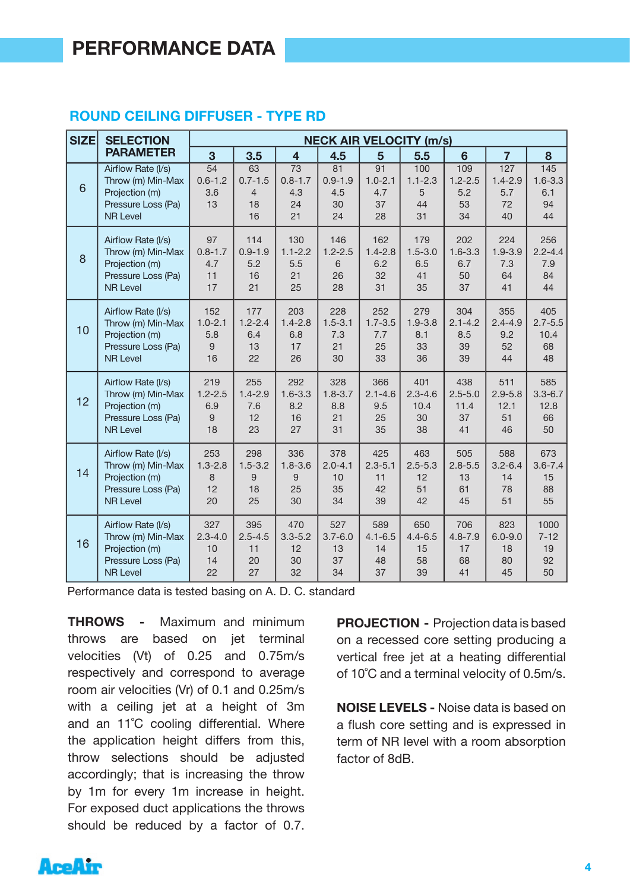# PERFORMANCE DATA

## ROUND CEILING DIFFUSER - TYPE RD

| SIZE | SELECTION PARAMETER | NECK AIR VELOCITY (m/s) | | | | | | | | |
|---|---|---|---|---|---|---|---|---|---|---|
| | | 3 | 3.5 | 4 | 4.5 | 5 | 5.5 | 6 | 7 | 8 |
| 6 | Airflow Rate (l/s) | 54 | 63 | 73 | 81 | 91 | 100 | 109 | 127 | 145 |
| | Throw (m) Min-Max | 0.6-1.2 | 0.7-1.5 | 0.8-1.7 | 0.9-1.9 | 1.0-2.1 | 1.1-2.3 | 1.2-2.5 | 1.4-2.9 | 1.6-3.3 |
| | Projection (m) | 3.6 | 4 | 4.3 | 4.5 | 4.7 | 5 | 5.2 | 5.7 | 6.1 |
| | Pressure Loss (Pa) | 13 | 18 | 24 | 30 | 37 | 44 | 53 | 72 | 94 |
| | NR Level | | 16 | 21 | 24 | 28 | 31 | 34 | 40 | 44 |
| 8 | Airflow Rate (l/s) | 97 | 114 | 130 | 146 | 162 | 179 | 202 | 224 | 256 |
| | Throw (m) Min-Max | 0.8-1.7 | 0.9-1.9 | 1.1-2.2 | 1.2-2.5 | 1.4-2.8 | 1.5-3.0 | 1.6-3.3 | 1.9-3.9 | 2.2-4.4 |
| | Projection (m) | 4.7 | 5.2 | 5.5 | 6 | 6.2 | 6.5 | 6.7 | 7.3 | 7.9 |
| | Pressure Loss (Pa) | 11 | 16 | 21 | 26 | 32 | 41 | 50 | 64 | 84 |
| | NR Level | 17 | 21 | 25 | 28 | 31 | 35 | 37 | 41 | 44 |
| 10 | Airflow Rate (l/s) | 152 | 177 | 203 | 228 | 252 | 279 | 304 | 355 | 405 |
| | Throw (m) Min-Max | 1.0-2.1 | 1.2-2.4 | 1.4-2.8 | 1.5-3.1 | 1.7-3.5 | 1.9-3.8 | 2.1-4.2 | 2.4-4.9 | 2.7-5.5 |
| | Projection (m) | 5.8 | 6.4 | 6.8 | 7.3 | 7.7 | 8.1 | 8.5 | 9.2 | 10.4 |
| | Pressure Loss (Pa) | 9 | 13 | 17 | 21 | 25 | 33 | 39 | 52 | 68 |
| | NR Level | 16 | 22 | 26 | 30 | 33 | 36 | 39 | 44 | 48 |
| 12 | Airflow Rate (l/s) | 219 | 255 | 292 | 328 | 366 | 401 | 438 | 511 | 585 |
| | Throw (m) Min-Max | 1.2-2.5 | 1.4-2.9 | 1.6-3.3 | 1.8-3.7 | 2.1-4.6 | 2.3-4.6 | 2.5-5.0 | 2.9-5.8 | 3.3-6.7 |
| | Projection (m) | 6.9 | 7.6 | 8.2 | 8.8 | 9.5 | 10.4 | 11.4 | 12.1 | 12.8 |
| | Pressure Loss (Pa) | 9 | 12 | 16 | 21 | 25 | 30 | 37 | 51 | 66 |
| | NR Level | 18 | 23 | 27 | 31 | 35 | 38 | 41 | 46 | 50 |
| 14 | Airflow Rate (l/s) | 253 | 298 | 336 | 378 | 425 | 463 | 505 | 588 | 673 |
| | Throw (m) Min-Max | 1.3-2.8 | 1.5-3.2 | 1.8-3.6 | 2.0-4.1 | 2.3-5.1 | 2.5-5.3 | 2.8-5.5 | 3.2-6.4 | 3.6-7.4 |
| | Projection (m) | 8 | 9 | 9 | 10 | 11 | 12 | 13 | 14 | 15 |
| | Pressure Loss (Pa) | 12 | 18 | 25 | 35 | 42 | 51 | 61 | 78 | 88 |
| | NR Level | 20 | 25 | 30 | 34 | 39 | 42 | 45 | 51 | 55 |
| 16 | Airflow Rate (l/s) | 327 | 395 | 470 | 527 | 589 | 650 | 706 | 823 | 1000 |
| | Throw (m) Min-Max | 2.3-4.0 | 2.5-4.5 | 3.3-5.2 | 3.7-6.0 | 4.1-6.5 | 4.4-6.5 | 4.8-7.9 | 6.0-9.0 | 7-12 |
| | Projection (m) | 10 | 11 | 12 | 13 | 14 | 15 | 17 | 18 | 19 |
| | Pressure Loss (Pa) | 14 | 20 | 30 | 37 | 48 | 58 | 68 | 80 | 92 |
| | NR Level | 22 | 27 | 32 | 34 | 37 | 39 | 41 | 45 | 50 |

Performance data is tested basing on A. D. C. standard

**THROWS** - Maximum and minimum throws are based on jet terminal velocities (Vt) of 0.25 and 0.75m/s respectively and correspond to average room air velocities (Vr) of 0.1 and 0.25m/s with a ceiling jet at a height of 3m and an 11˚C cooling differential. Where the application height differs from this, throw selections should be adjusted accordingly; that is increasing the throw by 1m for every 1m increase in height. For exposed duct applications the throws should be reduced by a factor of 0.7.

**PROJECTION** - Projection data is based on a recessed core setting producing a vertical free jet at a heating differential of 10˚C and a terminal velocity of 0.5m/s.

**NOISE LEVELS** - Noise data is based on a flush core setting and is expressed in term of NR level with a room absorption factor of 8dB.